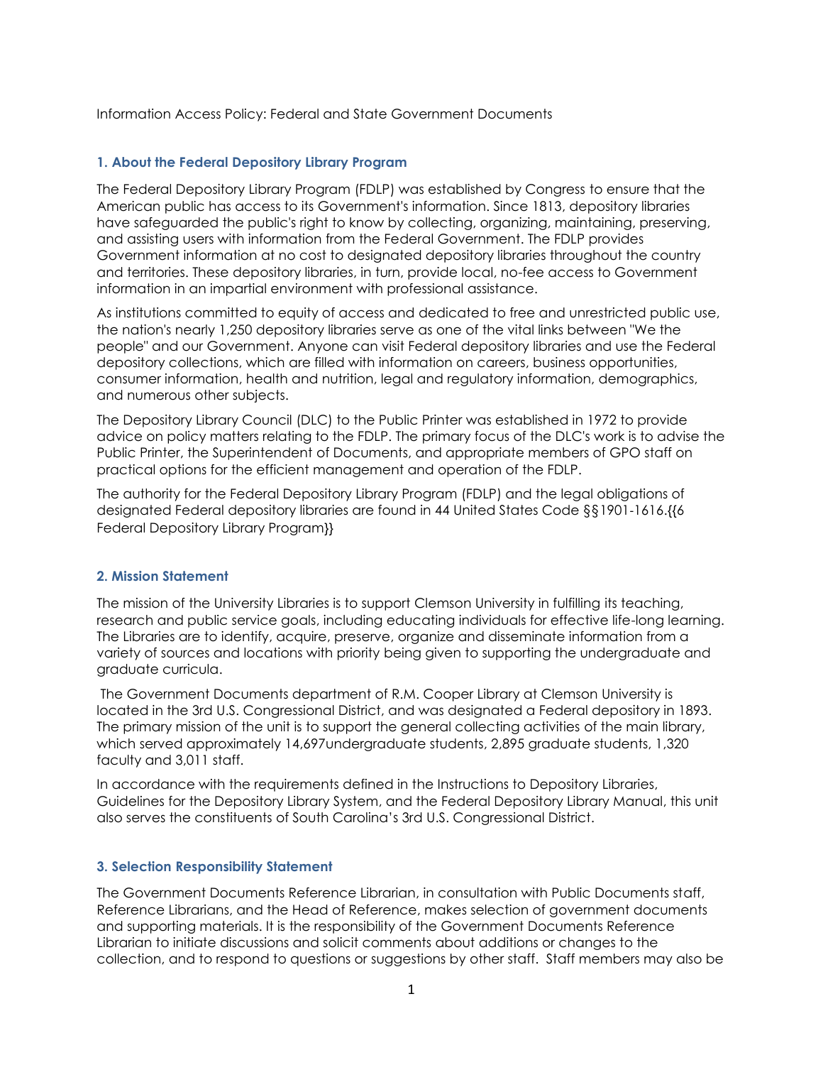Information Access Policy: Federal and State Government Documents

## 1. About the Federal Depository Library Program

The Federal Depository Library Program (FDLP) was established by Congress to ensure that the American public has access to its Government's information. Since 1813, depository libraries have safeguarded the public's right to know by collecting, organizing, maintaining, preserving, and assisting users with information from the Federal Government. The FDLP provides Government information at no cost to designated depository libraries throughout the country and territories. These depository libraries, in turn, provide local, no-fee access to Government information in an impartial environment with professional assistance.

As institutions committed to equity of access and dedicated to free and unrestricted public use, the nation's nearly 1,250 depository libraries serve as one of the vital links between "We the people" and our Government. Anyone can visit Federal depository libraries and use the Federal depository collections, which are filled with information on careers, business opportunities, consumer information, health and nutrition, legal and regulatory information, demographics, and numerous other subjects.

The Depository Library Council (DLC) to the Public Printer was established in 1972 to provide advice on policy matters relating to the FDLP. The primary focus of the DLC's work is to advise the Public Printer, the Superintendent of Documents, and appropriate members of GPO staff on practical options for the efficient management and operation of the FDLP.

The authority for the Federal Depository Library Program (FDLP) and the legal obligations of designated Federal depository libraries are found in 44 United States Code §§1901-1616.{{6 Federal Depository Library Program}}

## 2. Mission Statement

The mission of the University Libraries is to support Clemson University in fulfilling its teaching, research and public service goals, including educating individuals for effective life-long learning. The Libraries are to identify, acquire, preserve, organize and disseminate information from a variety of sources and locations with priority being given to supporting the undergraduate and graduate curricula.

The Government Documents department of R.M. Cooper Library at Clemson University is located in the 3rd U.S. Congressional District, and was designated a Federal depository in 1893. The primary mission of the unit is to support the general collecting activities of the main library, which served approximately 14,697undergraduate students, 2,895 graduate students, 1,320 faculty and 3,011 staff.

In accordance with the requirements defined in the Instructions to Depository Libraries, Guidelines for the Depository Library System, and the Federal Depository Library Manual, this unit also serves the constituents of South Carolina's 3rd U.S. Congressional District.

## 3. Selection Responsibility Statement

The Government Documents Reference Librarian, in consultation with Public Documents staff, Reference Librarians, and the Head of Reference, makes selection of government documents and supporting materials. It is the responsibility of the Government Documents Reference Librarian to initiate discussions and solicit comments about additions or changes to the collection, and to respond to questions or suggestions by other staff. Staff members may also be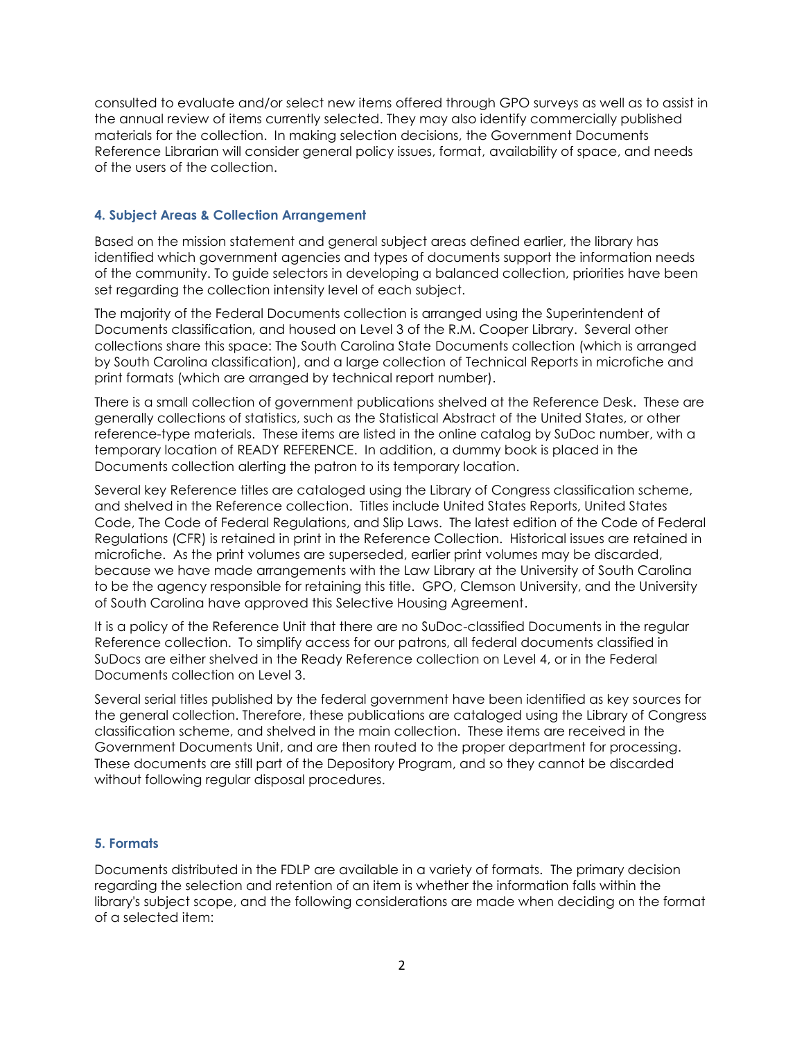consulted to evaluate and/or select new items offered through GPO surveys as well as to assist in the annual review of items currently selected. They may also identify commercially published materials for the collection. In making selection decisions, the Government Documents Reference Librarian will consider general policy issues, format, availability of space, and needs of the users of the collection.

### 4. Subject Areas & Collection Arrangement

Based on the mission statement and general subject areas defined earlier, the library has identified which government agencies and types of documents support the information needs of the community. To guide selectors in developing a balanced collection, priorities have been set regarding the collection intensity level of each subject.

The majority of the Federal Documents collection is arranged using the Superintendent of Documents classification, and housed on Level 3 of the R.M. Cooper Library. Several other collections share this space: The South Carolina State Documents collection (which is arranged by South Carolina classification), and a large collection of Technical Reports in microfiche and print formats (which are arranged by technical report number).

There is a small collection of government publications shelved at the Reference Desk. These are generally collections of statistics, such as the Statistical Abstract of the United States, or other reference-type materials. These items are listed in the online catalog by SuDoc number, with a temporary location of READY REFERENCE. In addition, a dummy book is placed in the Documents collection alerting the patron to its temporary location.

Several key Reference titles are cataloged using the Library of Congress classification scheme, and shelved in the Reference collection. Titles include United States Reports, United States Code, The Code of Federal Regulations, and Slip Laws. The latest edition of the Code of Federal Regulations (CFR) is retained in print in the Reference Collection. Historical issues are retained in microfiche. As the print volumes are superseded, earlier print volumes may be discarded, because we have made arrangements with the Law Library at the University of South Carolina to be the agency responsible for retaining this title. GPO, Clemson University, and the University of South Carolina have approved this Selective Housing Agreement.

It is a policy of the Reference Unit that there are no SuDoc-classified Documents in the regular Reference collection. To simplify access for our patrons, all federal documents classified in SuDocs are either shelved in the Ready Reference collection on Level 4, or in the Federal Documents collection on Level 3.

Several serial titles published by the federal government have been identified as key sources for the general collection. Therefore, these publications are cataloged using the Library of Congress classification scheme, and shelved in the main collection. These items are received in the Government Documents Unit, and are then routed to the proper department for processing. These documents are still part of the Depository Program, and so they cannot be discarded without following regular disposal procedures.

### 5. Formats

Documents distributed in the FDLP are available in a variety of formats. The primary decision regarding the selection and retention of an item is whether the information falls within the library's subject scope, and the following considerations are made when deciding on the format of a selected item: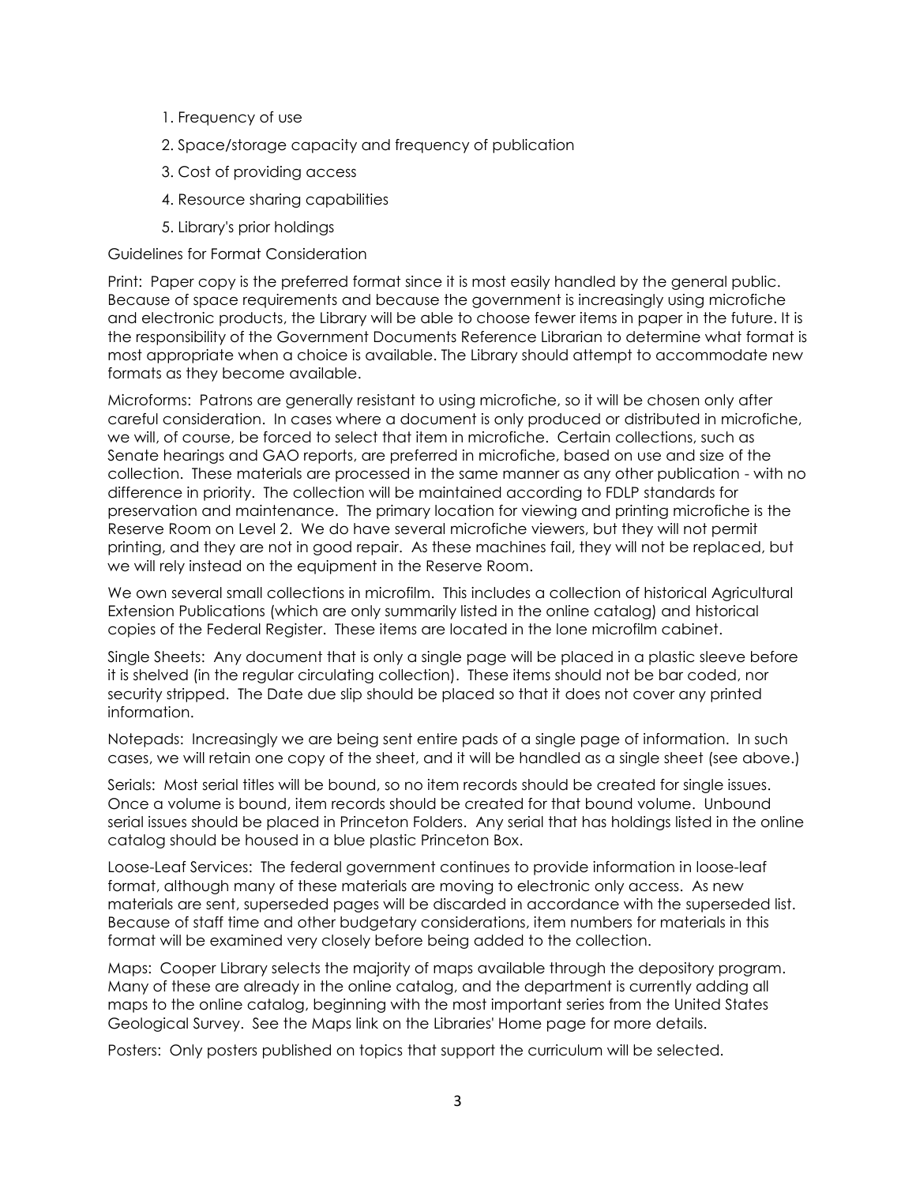1. Frequency of use
2. Space/storage capacity and frequency of publication
3. Cost of providing access
4. Resource sharing capabilities
5. Library's prior holdings

Guidelines for Format Consideration

Print: Paper copy is the preferred format since it is most easily handled by the general public. Because of space requirements and because the government is increasingly using microfiche and electronic products, the Library will be able to choose fewer items in paper in the future. It is the responsibility of the Government Documents Reference Librarian to determine what format is most appropriate when a choice is available. The Library should attempt to accommodate new formats as they become available.

Microforms: Patrons are generally resistant to using microfiche, so it will be chosen only after careful consideration. In cases where a document is only produced or distributed in microfiche, we will, of course, be forced to select that item in microfiche. Certain collections, such as Senate hearings and GAO reports, are preferred in microfiche, based on use and size of the collection. These materials are processed in the same manner as any other publication - with no difference in priority. The collection will be maintained according to FDLP standards for preservation and maintenance. The primary location for viewing and printing microfiche is the Reserve Room on Level 2. We do have several microfiche viewers, but they will not permit printing, and they are not in good repair. As these machines fail, they will not be replaced, but we will rely instead on the equipment in the Reserve Room.

We own several small collections in microfilm. This includes a collection of historical Agricultural Extension Publications (which are only summarily listed in the online catalog) and historical copies of the Federal Register. These items are located in the lone microfilm cabinet.

Single Sheets: Any document that is only a single page will be placed in a plastic sleeve before it is shelved (in the regular circulating collection). These items should not be bar coded, nor security stripped. The Date due slip should be placed so that it does not cover any printed information.

Notepads: Increasingly we are being sent entire pads of a single page of information. In such cases, we will retain one copy of the sheet, and it will be handled as a single sheet (see above.)

Serials: Most serial titles will be bound, so no item records should be created for single issues. Once a volume is bound, item records should be created for that bound volume. Unbound serial issues should be placed in Princeton Folders. Any serial that has holdings listed in the online catalog should be housed in a blue plastic Princeton Box.

Loose-Leaf Services: The federal government continues to provide information in loose-leaf format, although many of these materials are moving to electronic only access. As new materials are sent, superseded pages will be discarded in accordance with the superseded list. Because of staff time and other budgetary considerations, item numbers for materials in this format will be examined very closely before being added to the collection.

Maps: Cooper Library selects the majority of maps available through the depository program. Many of these are already in the online catalog, and the department is currently adding all maps to the online catalog, beginning with the most important series from the United States Geological Survey. See the Maps link on the Libraries' Home page for more details.

Posters: Only posters published on topics that support the curriculum will be selected.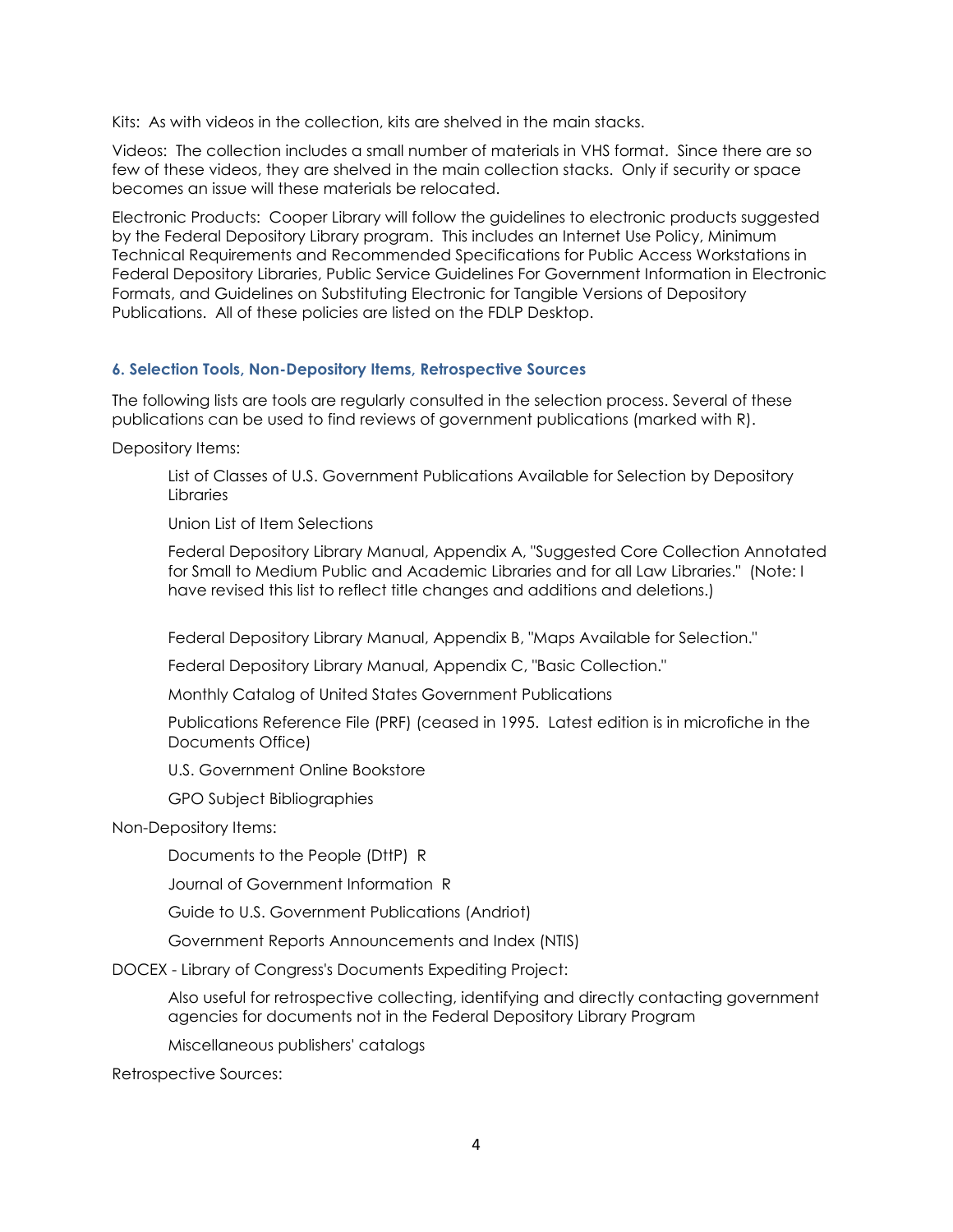Kits: As with videos in the collection, kits are shelved in the main stacks.

Videos: The collection includes a small number of materials in VHS format. Since there are so few of these videos, they are shelved in the main collection stacks. Only if security or space becomes an issue will these materials be relocated.

Electronic Products: Cooper Library will follow the guidelines to electronic products suggested by the Federal Depository Library program. This includes an Internet Use Policy, Minimum Technical Requirements and Recommended Specifications for Public Access Workstations in Federal Depository Libraries, Public Service Guidelines For Government Information in Electronic Formats, and Guidelines on Substituting Electronic for Tangible Versions of Depository Publications. All of these policies are listed on the FDLP Desktop.

### 6. Selection Tools, Non-Depository Items, Retrospective Sources

The following lists are tools are regularly consulted in the selection process. Several of these publications can be used to find reviews of government publications (marked with R).

Depository Items:

> List of Classes of U.S. Government Publications Available for Selection by Depository Libraries
>
> Union List of Item Selections
>
> Federal Depository Library Manual, Appendix A, "Suggested Core Collection Annotated for Small to Medium Public and Academic Libraries and for all Law Libraries." (Note: I have revised this list to reflect title changes and additions and deletions.)
>
> Federal Depository Library Manual, Appendix B, "Maps Available for Selection."
>
> Federal Depository Library Manual, Appendix C, "Basic Collection."
>
> Monthly Catalog of United States Government Publications
>
> Publications Reference File (PRF) (ceased in 1995. Latest edition is in microfiche in the Documents Office)
>
> U.S. Government Online Bookstore
>
> GPO Subject Bibliographies

Non-Depository Items:

> Documents to the People (DttP) R
>
> Journal of Government Information R
>
> Guide to U.S. Government Publications (Andriot)
>
> Government Reports Announcements and Index (NTIS)

DOCEX - Library of Congress's Documents Expediting Project:

> Also useful for retrospective collecting, identifying and directly contacting government agencies for documents not in the Federal Depository Library Program
>
> Miscellaneous publishers' catalogs

Retrospective Sources: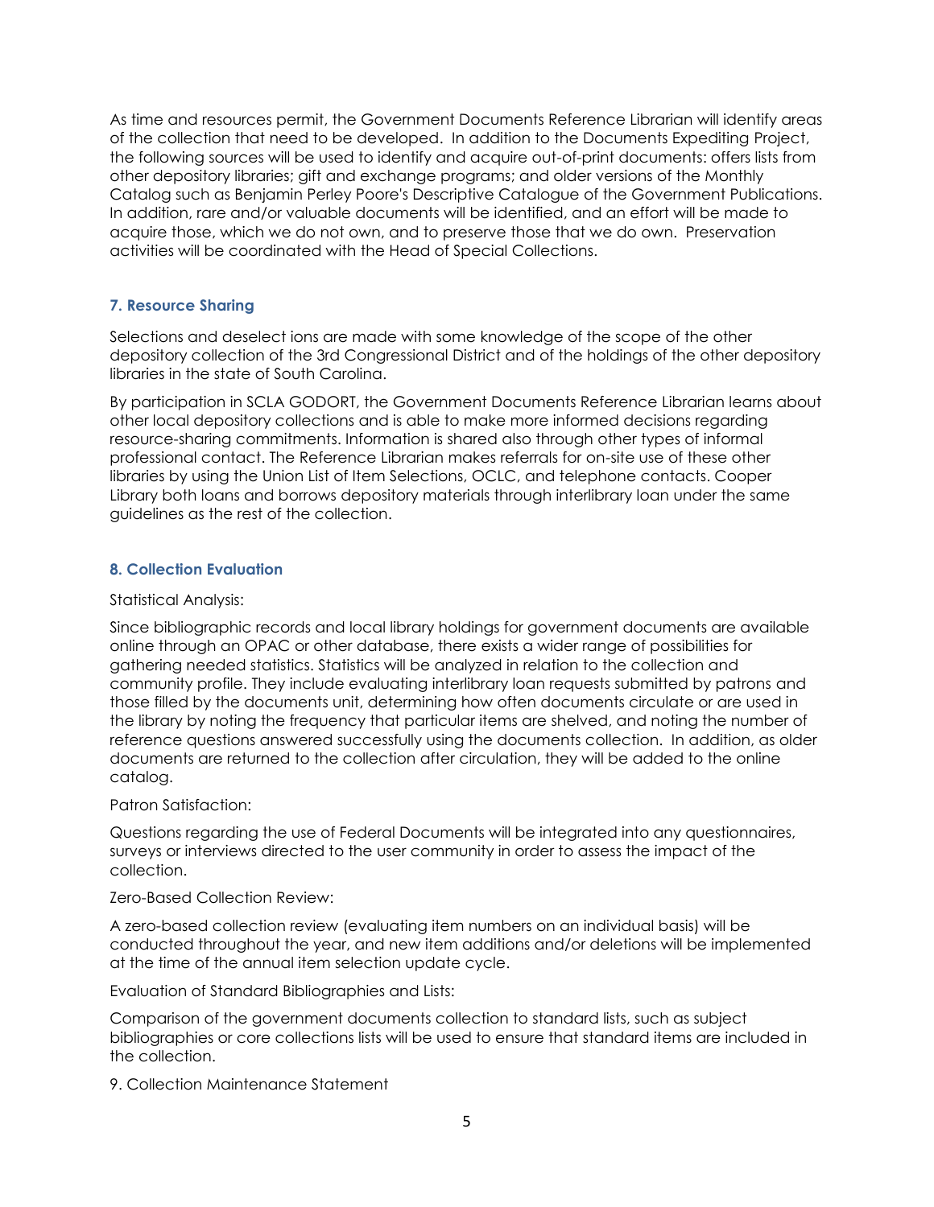As time and resources permit, the Government Documents Reference Librarian will identify areas of the collection that need to be developed. In addition to the Documents Expediting Project, the following sources will be used to identify and acquire out-of-print documents: offers lists from other depository libraries; gift and exchange programs; and older versions of the Monthly Catalog such as Benjamin Perley Poore's Descriptive Catalogue of the Government Publications. In addition, rare and/or valuable documents will be identified, and an effort will be made to acquire those, which we do not own, and to preserve those that we do own. Preservation activities will be coordinated with the Head of Special Collections.

## 7. Resource Sharing

Selections and deselect ions are made with some knowledge of the scope of the other depository collection of the 3rd Congressional District and of the holdings of the other depository libraries in the state of South Carolina.

By participation in SCLA GODORT, the Government Documents Reference Librarian learns about other local depository collections and is able to make more informed decisions regarding resource-sharing commitments. Information is shared also through other types of informal professional contact. The Reference Librarian makes referrals for on-site use of these other libraries by using the Union List of Item Selections, OCLC, and telephone contacts. Cooper Library both loans and borrows depository materials through interlibrary loan under the same guidelines as the rest of the collection.

## 8. Collection Evaluation

Statistical Analysis:

Since bibliographic records and local library holdings for government documents are available online through an OPAC or other database, there exists a wider range of possibilities for gathering needed statistics. Statistics will be analyzed in relation to the collection and community profile. They include evaluating interlibrary loan requests submitted by patrons and those filled by the documents unit, determining how often documents circulate or are used in the library by noting the frequency that particular items are shelved, and noting the number of reference questions answered successfully using the documents collection. In addition, as older documents are returned to the collection after circulation, they will be added to the online catalog.

Patron Satisfaction:

Questions regarding the use of Federal Documents will be integrated into any questionnaires, surveys or interviews directed to the user community in order to assess the impact of the collection.

Zero-Based Collection Review:

A zero-based collection review (evaluating item numbers on an individual basis) will be conducted throughout the year, and new item additions and/or deletions will be implemented at the time of the annual item selection update cycle.

Evaluation of Standard Bibliographies and Lists:

Comparison of the government documents collection to standard lists, such as subject bibliographies or core collections lists will be used to ensure that standard items are included in the collection.

9. Collection Maintenance Statement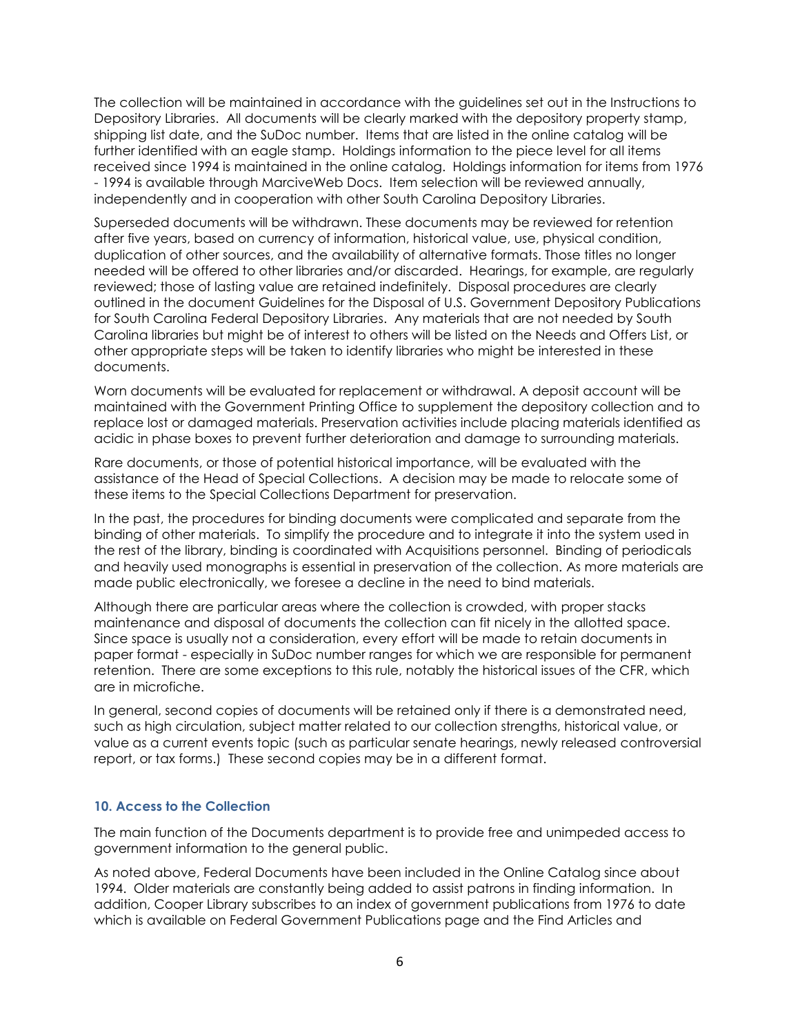The collection will be maintained in accordance with the guidelines set out in the Instructions to Depository Libraries. All documents will be clearly marked with the depository property stamp, shipping list date, and the SuDoc number. Items that are listed in the online catalog will be further identified with an eagle stamp. Holdings information to the piece level for all items received since 1994 is maintained in the online catalog. Holdings information for items from 1976 - 1994 is available through MarciveWeb Docs. Item selection will be reviewed annually, independently and in cooperation with other South Carolina Depository Libraries.

Superseded documents will be withdrawn. These documents may be reviewed for retention after five years, based on currency of information, historical value, use, physical condition, duplication of other sources, and the availability of alternative formats. Those titles no longer needed will be offered to other libraries and/or discarded. Hearings, for example, are regularly reviewed; those of lasting value are retained indefinitely. Disposal procedures are clearly outlined in the document Guidelines for the Disposal of U.S. Government Depository Publications for South Carolina Federal Depository Libraries. Any materials that are not needed by South Carolina libraries but might be of interest to others will be listed on the Needs and Offers List, or other appropriate steps will be taken to identify libraries who might be interested in these documents.

Worn documents will be evaluated for replacement or withdrawal. A deposit account will be maintained with the Government Printing Office to supplement the depository collection and to replace lost or damaged materials. Preservation activities include placing materials identified as acidic in phase boxes to prevent further deterioration and damage to surrounding materials.

Rare documents, or those of potential historical importance, will be evaluated with the assistance of the Head of Special Collections. A decision may be made to relocate some of these items to the Special Collections Department for preservation.

In the past, the procedures for binding documents were complicated and separate from the binding of other materials. To simplify the procedure and to integrate it into the system used in the rest of the library, binding is coordinated with Acquisitions personnel. Binding of periodicals and heavily used monographs is essential in preservation of the collection. As more materials are made public electronically, we foresee a decline in the need to bind materials.

Although there are particular areas where the collection is crowded, with proper stacks maintenance and disposal of documents the collection can fit nicely in the allotted space. Since space is usually not a consideration, every effort will be made to retain documents in paper format - especially in SuDoc number ranges for which we are responsible for permanent retention. There are some exceptions to this rule, notably the historical issues of the CFR, which are in microfiche.

In general, second copies of documents will be retained only if there is a demonstrated need, such as high circulation, subject matter related to our collection strengths, historical value, or value as a current events topic (such as particular senate hearings, newly released controversial report, or tax forms.) These second copies may be in a different format.

### 10. Access to the Collection

The main function of the Documents department is to provide free and unimpeded access to government information to the general public.

As noted above, Federal Documents have been included in the Online Catalog since about 1994. Older materials are constantly being added to assist patrons in finding information. In addition, Cooper Library subscribes to an index of government publications from 1976 to date which is available on Federal Government Publications page and the Find Articles and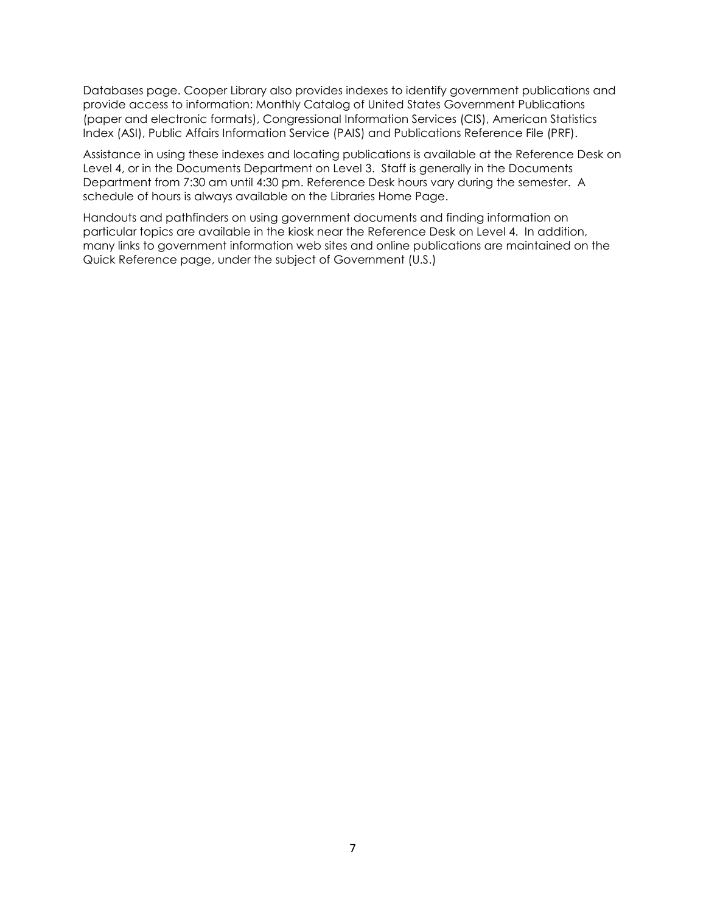Databases page. Cooper Library also provides indexes to identify government publications and provide access to information: Monthly Catalog of United States Government Publications (paper and electronic formats), Congressional Information Services (CIS), American Statistics Index (ASI), Public Affairs Information Service (PAIS) and Publications Reference File (PRF).

Assistance in using these indexes and locating publications is available at the Reference Desk on Level 4, or in the Documents Department on Level 3. Staff is generally in the Documents Department from 7:30 am until 4:30 pm. Reference Desk hours vary during the semester. A schedule of hours is always available on the Libraries Home Page.

Handouts and pathfinders on using government documents and finding information on particular topics are available in the kiosk near the Reference Desk on Level 4. In addition, many links to government information web sites and online publications are maintained on the Quick Reference page, under the subject of Government (U.S.)